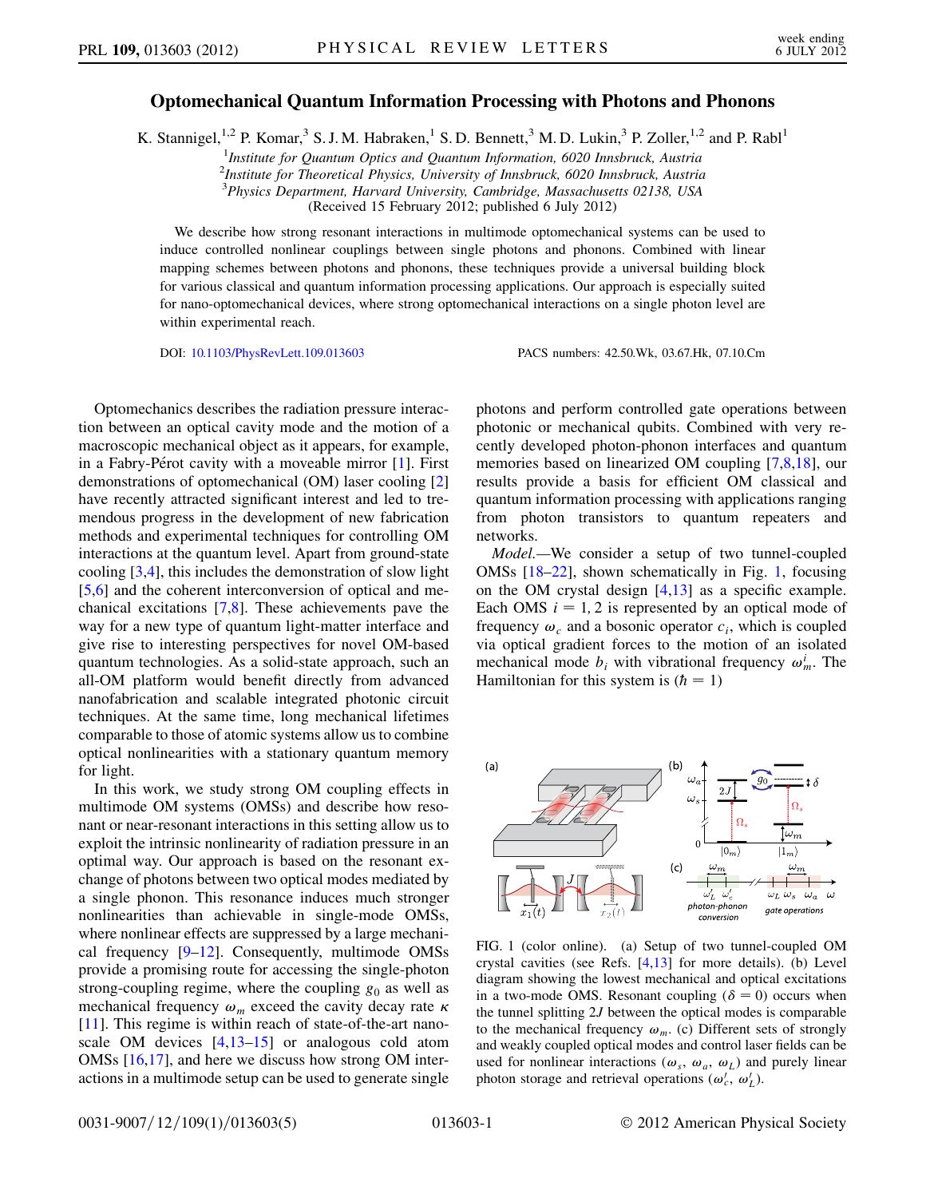# Optomechanical Quantum Information Processing with Photons and Phonons

K. Stannigel,[1,2] P. Komar,[3] S. J. M. Habraken,[1] S. D. Bennett,[3] M. D. Lukin,[3] P. Zoller,[1,2] and P. Rabl[1]

[1]*Institute for Quantum Optics and Quantum Information, 6020 Innsbruck, Austria*
[2]*Institute for Theoretical Physics, University of Innsbruck, 6020 Innsbruck, Austria*
[3]*Physics Department, Harvard University, Cambridge, Massachusetts 02138, USA*
(Received 15 February 2012; published 6 July 2012)

We describe how strong resonant interactions in multimode optomechanical systems can be used to induce controlled nonlinear couplings between single photons and phonons. Combined with linear mapping schemes between photons and phonons, these techniques provide a universal building block for various classical and quantum information processing applications. Our approach is especially suited for nano-optomechanical devices, where strong optomechanical interactions on a single photon level are within experimental reach.

DOI: 10.1103/PhysRevLett.109.013603 PACS numbers: 42.50.Wk, 03.67.Hk, 07.10.Cm

Optomechanics describes the radiation pressure interaction between an optical cavity mode and the motion of a macroscopic mechanical object as it appears, for example, in a Fabry-Pérot cavity with a moveable mirror [1]. First demonstrations of optomechanical (OM) laser cooling [2] have recently attracted significant interest and led to tremendous progress in the development of new fabrication methods and experimental techniques for controlling OM interactions at the quantum level. Apart from ground-state cooling [3,4], this includes the demonstration of slow light [5,6] and the coherent interconversion of optical and mechanical excitations [7,8]. These achievements pave the way for a new type of quantum light-matter interface and give rise to interesting perspectives for novel OM-based quantum technologies. As a solid-state approach, such an all-OM platform would benefit directly from advanced nanofabrication and scalable integrated photonic circuit techniques. At the same time, long mechanical lifetimes comparable to those of atomic systems allow us to combine optical nonlinearities with a stationary quantum memory for light.

In this work, we study strong OM coupling effects in multimode OM systems (OMSs) and describe how resonant or near-resonant interactions in this setting allow us to exploit the intrinsic nonlinearity of radiation pressure in an optimal way. Our approach is based on the resonant exchange of photons between two optical modes mediated by a single phonon. This resonance induces much stronger nonlinearities than achievable in single-mode OMSs, where nonlinear effects are suppressed by a large mechanical frequency [9–12]. Consequently, multimode OMSs provide a promising route for accessing the single-photon strong-coupling regime, where the coupling $g_0$ as well as mechanical frequency $\omega_m$ exceed the cavity decay rate $\kappa$ [11]. This regime is within reach of state-of-the-art nanoscale OM devices [4,13–15] or analogous cold atom OMSs [16,17], and here we discuss how strong OM interactions in a multimode setup can be used to generate single photons and perform controlled gate operations between photonic or mechanical qubits. Combined with very recently developed photon-phonon interfaces and quantum memories based on linearized OM coupling [7,8,18], our results provide a basis for efficient OM classical and quantum information processing with applications ranging from photon transistors to quantum repeaters and networks.

*Model.*—We consider a setup of two tunnel-coupled OMSs [18–22], shown schematically in Fig. 1, focusing on the OM crystal design [4,13] as a specific example. Each OMS $i = 1, 2$ is represented by an optical mode of frequency $\omega_c$ and a bosonic operator $c_i$, which is coupled via optical gradient forces to the motion of an isolated mechanical mode $b_i$ with vibrational frequency $\omega_m^i$. The Hamiltonian for this system is ($\hbar = 1$)

FIG. 1 (color online). (a) Setup of two tunnel-coupled OM crystal cavities (see Refs. [4,13] for more details). (b) Level diagram showing the lowest mechanical and optical excitations in a two-mode OMS. Resonant coupling ($\delta = 0$) occurs when the tunnel splitting $2J$ between the optical modes is comparable to the mechanical frequency $\omega_m$. (c) Different sets of strongly and weakly coupled optical modes and control laser fields can be used for nonlinear interactions ($\omega_s$, $\omega_a$, $\omega_L$) and purely linear photon storage and retrieval operations ($\omega_c'$, $\omega_L'$).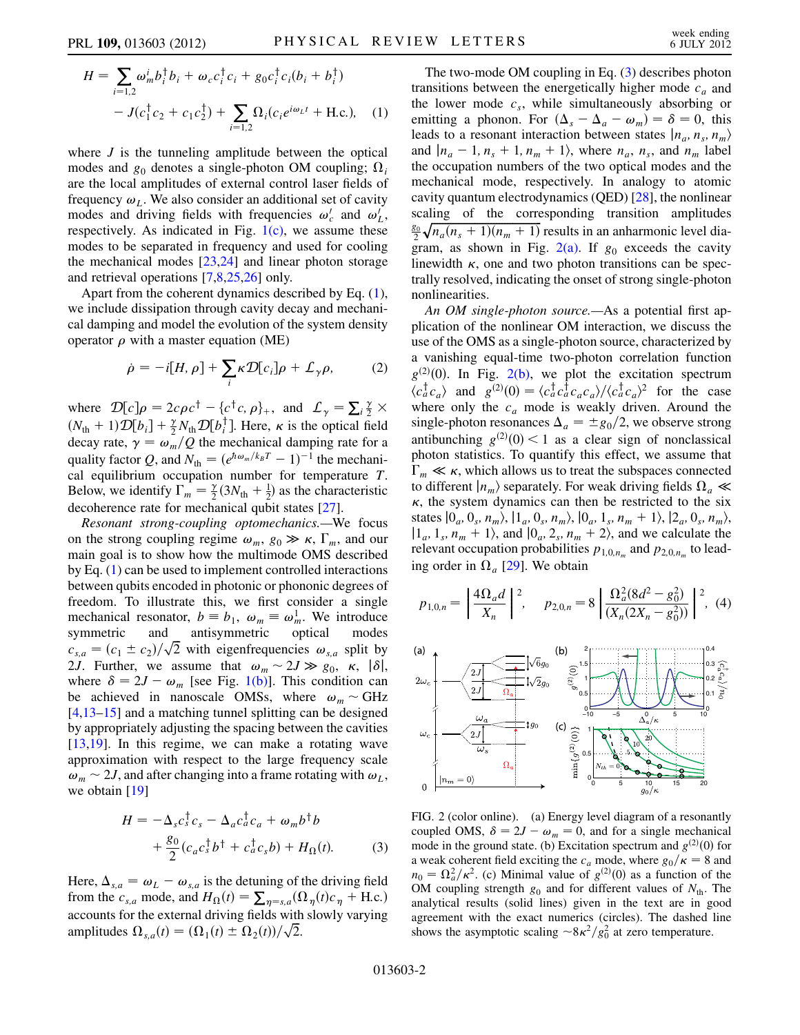$$H = \sum_{i=1,2} \omega_m^i b_i^\dagger b_i + \omega_c c_i^\dagger c_i + g_0 c_i^\dagger c_i (b_i + b_i^\dagger) - J(c_1^\dagger c_2 + c_1 c_2^\dagger) + \sum_{i=1,2} \Omega_i (c_i e^{i\omega_L t} + \text{H.c.}), \quad (1)$$

where $J$ is the tunneling amplitude between the optical modes and $g_0$ denotes a single-photon OM coupling; $\Omega_i$ are the local amplitudes of external control laser fields of frequency $\omega_L$. We also consider an additional set of cavity modes and driving fields with frequencies $\omega_c'$ and $\omega_L'$, respectively. As indicated in Fig. 1(c), we assume these modes to be separated in frequency and used for cooling the mechanical modes [23,24] and linear photon storage and retrieval operations [7,8,25,26] only.

Apart from the coherent dynamics described by Eq. (1), we include dissipation through cavity decay and mechanical damping and model the evolution of the system density operator $\rho$ with a master equation (ME)

$$\dot{\rho} = -i[H, \rho] + \sum_i \kappa \mathcal{D}[c_i]\rho + \mathcal{L}_\gamma \rho, \quad (2)$$

where $\mathcal{D}[c]\rho = 2c\rho c^\dagger - \{c^\dagger c, \rho\}_+$, and $\mathcal{L}_\gamma = \sum_i \frac{\gamma}{2} \times (N_{\text{th}} + 1)\mathcal{D}[b_i] + \frac{\gamma}{2} N_{\text{th}} \mathcal{D}[b_i^\dagger]$. Here, $\kappa$ is the optical field decay rate, $\gamma = \omega_m / Q$ the mechanical damping rate for a quality factor $Q$, and $N_{\text{th}} = (e^{\hbar\omega_m/k_B T} - 1)^{-1}$ the mechanical equilibrium occupation number for temperature $T$. Below, we identify $\Gamma_m = \frac{\gamma}{2}(3N_{\text{th}} + \frac{1}{2})$ as the characteristic decoherence rate for mechanical qubit states [27].

*Resonant strong-coupling optomechanics.*—We focus on the strong coupling regime $\omega_m, g_0 \gg \kappa, \Gamma_m$, and our main goal is to show how the multimode OMS described by Eq. (1) can be used to implement controlled interactions between qubits encoded in photonic or phononic degrees of freedom. To illustrate this, we first consider a single mechanical resonator, $b \equiv b_1$, $\omega_m \equiv \omega_m^1$. We introduce symmetric and antisymmetric optical modes $c_{s,a} = (c_1 \pm c_2)/\sqrt{2}$ with eigenfrequencies $\omega_{s,a}$ split by $2J$. Further, we assume that $\omega_m \sim 2J \gg g_0, \kappa, |\delta|$, where $\delta = 2J - \omega_m$ [see Fig. 1(b)]. This condition can be achieved in nanoscale OMSs, where $\omega_m \sim$ GHz [4,13–15] and a matching tunnel splitting can be designed by appropriately adjusting the spacing between the cavities [13,19]. In this regime, we can make a rotating wave approximation with respect to the large frequency scale $\omega_m \sim 2J$, and after changing into a frame rotating with $\omega_L$, we obtain [19]

$$H = -\Delta_s c_s^\dagger c_s - \Delta_a c_a^\dagger c_a + \omega_m b^\dagger b + \frac{g_0}{2}(c_a c_s^\dagger b^\dagger + c_a^\dagger c_s b) + H_\Omega(t). \quad (3)$$

Here, $\Delta_{s,a} = \omega_L - \omega_{s,a}$ is the detuning of the driving field from the $c_{s,a}$ mode, and $H_\Omega(t) = \sum_{\eta=s,a}(\Omega_\eta(t) c_\eta + \text{H.c.})$ accounts for the external driving fields with slowly varying amplitudes $\Omega_{s,a}(t) = (\Omega_1(t) \pm \Omega_2(t))/\sqrt{2}$.

The two-mode OM coupling in Eq. (3) describes photon transitions between the energetically higher mode $c_a$ and the lower mode $c_s$, while simultaneously absorbing or emitting a phonon. For $(\Delta_s - \Delta_a - \omega_m) = \delta = 0$, this leads to a resonant interaction between states $|n_a, n_s, n_m\rangle$ and $|n_a - 1, n_s + 1, n_m + 1\rangle$, where $n_a$, $n_s$, and $n_m$ label the occupation numbers of the two optical modes and the mechanical mode, respectively. In analogy to atomic cavity quantum electrodynamics (QED) [28], the nonlinear scaling of the corresponding transition amplitudes $\frac{g_0}{2}\sqrt{n_a(n_s + 1)(n_m + 1)}$ results in an anharmonic level diagram, as shown in Fig. 2(a). If $g_0$ exceeds the cavity linewidth $\kappa$, one and two photon transitions can be spectrally resolved, indicating the onset of strong single-photon nonlinearities.

*An OM single-photon source.*—As a potential first application of the nonlinear OM interaction, we discuss the use of the OMS as a single-photon source, characterized by a vanishing equal-time two-photon correlation function $g^{(2)}(0)$. In Fig. 2(b), we plot the excitation spectrum $\langle c_a^\dagger c_a \rangle$ and $g^{(2)}(0) = \langle c_a^\dagger c_a^\dagger c_a c_a \rangle / \langle c_a^\dagger c_a \rangle^2$ for the case where only the $c_a$ mode is weakly driven. Around the single-photon resonances $\Delta_a = \pm g_0/2$, we observe strong antibunching $g^{(2)}(0) < 1$ as a clear sign of nonclassical photon statistics. To quantify this effect, we assume that $\Gamma_m \ll \kappa$, which allows us to treat the subspaces connected to different $|n_m\rangle$ separately. For weak driving fields $\Omega_a \ll \kappa$, the system dynamics can then be restricted to the six states $|0_a, 0_s, n_m\rangle$, $|1_a, 0_s, n_m\rangle$, $|0_a, 1_s, n_m + 1\rangle$, $|2_a, 0_s, n_m\rangle$, $|1_a, 1_s, n_m + 1\rangle$, and $|0_a, 2_s, n_m + 2\rangle$, and we calculate the relevant occupation probabilities $p_{1,0,n_m}$ and $p_{2,0,n_m}$ to leading order in $\Omega_a$ [29]. We obtain

$$p_{1,0,n} = \left| \frac{4\Omega_a d}{X_n} \right|^2, \quad p_{2,0,n} = 8 \left| \frac{\Omega_a^2 (8d^2 - g_0^2)}{(X_n(2X_n - g_0^2))} \right|^2, \quad (4)$$

FIG. 2 (color online). (a) Energy level diagram of a resonantly coupled OMS, $\delta = 2J - \omega_m = 0$, and for a single mechanical mode in the ground state. (b) Excitation spectrum and $g^{(2)}(0)$ for a weak coherent field exciting the $c_a$ mode, where $g_0/\kappa = 8$ and $n_0 = \Omega_a^2/\kappa^2$. (c) Minimal value of $g^{(2)}(0)$ as a function of the OM coupling strength $g_0$ and for different values of $N_{\text{th}}$. The analytical results (solid lines) given in the text are in good agreement with the exact numerics (circles). The dashed line shows the asymptotic scaling $\sim 8\kappa^2/g_0^2$ at zero temperature.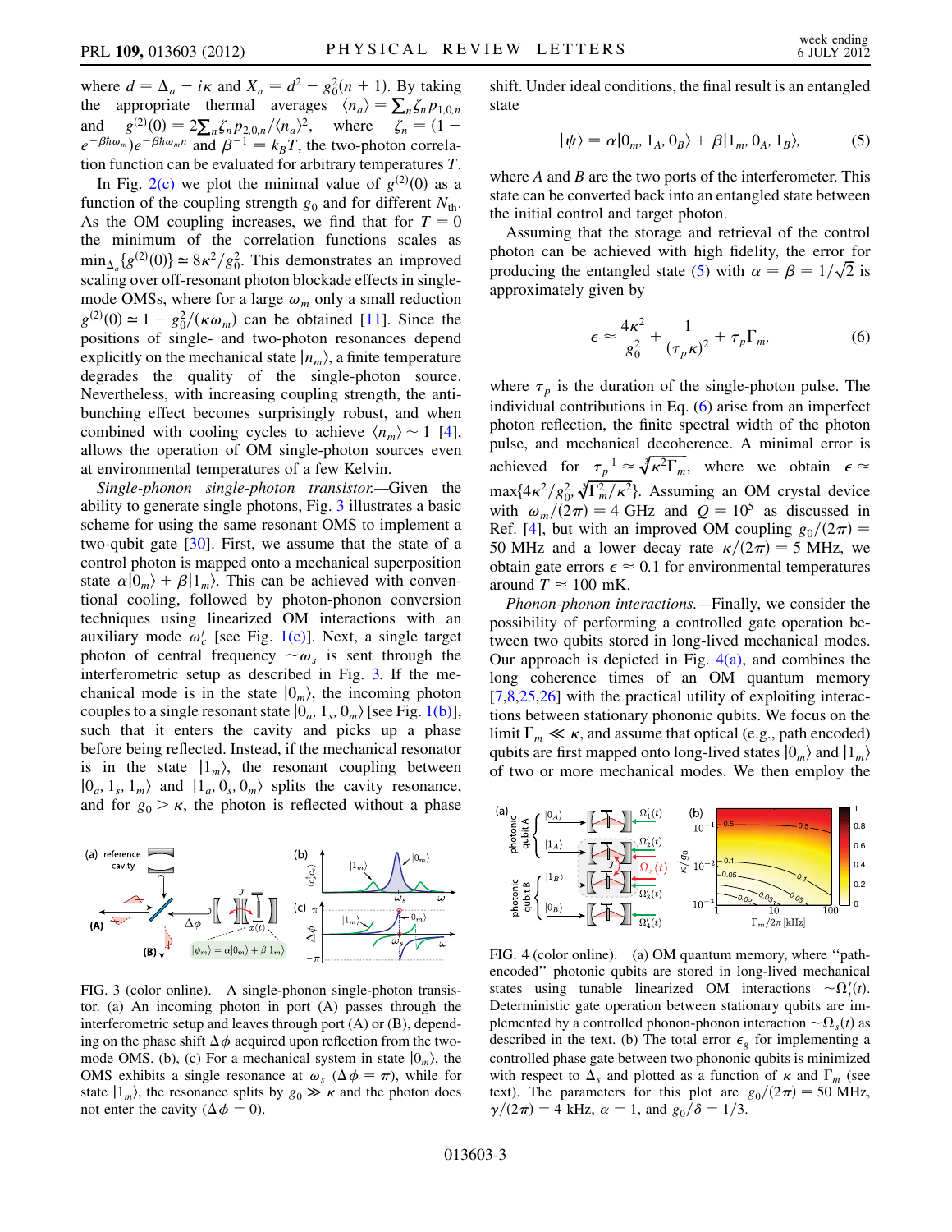where $d = \Delta_a - i\kappa$ and $X_n = d^2 - g_0^2(n+1)$. By taking the appropriate thermal averages $\langle n_a \rangle = \sum_n \zeta_n p_{1,0,n}$ and $g^{(2)}(0) = 2\sum_n \zeta_n p_{2,0,n}/\langle n_a \rangle^2$, where $\zeta_n = (1 - e^{-\beta\hbar\omega_m})e^{-\beta\hbar\omega_m n}$ and $\beta^{-1} = k_B T$, the two-photon correlation function can be evaluated for arbitrary temperatures $T$.

In Fig. 2(c) we plot the minimal value of $g^{(2)}(0)$ as a function of the coupling strength $g_0$ and for different $N_{\rm th}$. As the OM coupling increases, we find that for $T = 0$ the minimum of the correlation functions scales as $\min_{\Delta_a}\{g^{(2)}(0)\} \simeq 8\kappa^2/g_0^2$. This demonstrates an improved scaling over off-resonant photon blockade effects in single-mode OMSs, where for a large $\omega_m$ only a small reduction $g^{(2)}(0) \simeq 1 - g_0^2/(\kappa\omega_m)$ can be obtained [11]. Since the positions of single- and two-photon resonances depend explicitly on the mechanical state $|n_m\rangle$, a finite temperature degrades the quality of the single-photon source. Nevertheless, with increasing coupling strength, the antibunching effect becomes surprisingly robust, and when combined with cooling cycles to achieve $\langle n_m \rangle \sim 1$ [4], allows the operation of OM single-photon sources even at environmental temperatures of a few Kelvin.

*Single-phonon single-photon transistor.*—Given the ability to generate single photons, Fig. 3 illustrates a basic scheme for using the same resonant OMS to implement a two-qubit gate [30]. First, we assume that the state of a control photon is mapped onto a mechanical superposition state $\alpha|0_m\rangle + \beta|1_m\rangle$. This can be achieved with conventional cooling, followed by photon-phonon conversion techniques using linearized OM interactions with an auxiliary mode $\omega_c'$ [see Fig. 1(c)]. Next, a single target photon of central frequency $\sim\omega_s$ is sent through the interferometric setup as described in Fig. 3. If the mechanical mode is in the state $|0_m\rangle$, the incoming photon couples to a single resonant state $|0_a, 1_s, 0_m\rangle$ [see Fig. 1(b)], such that it enters the cavity and picks up a phase before being reflected. Instead, if the mechanical resonator is in the state $|1_m\rangle$, the resonant coupling between $|0_a, 1_s, 1_m\rangle$ and $|1_a, 0_s, 0_m\rangle$ splits the cavity resonance, and for $g_0 > \kappa$, the photon is reflected without a phase shift. Under ideal conditions, the final result is an entangled state

$$|\psi\rangle = \alpha|0_m, 1_A, 0_B\rangle + \beta|1_m, 0_A, 1_B\rangle, \tag{5}$$

where $A$ and $B$ are the two ports of the interferometer. This state can be converted back into an entangled state between the initial control and target photon.

FIG. 3 (color online). A single-phonon single-photon transistor. (a) An incoming photon in port (A) passes through the interferometric setup and leaves through port (A) or (B), depending on the phase shift $\Delta\phi$ acquired upon reflection from the two-mode OMS. (b), (c) For a mechanical system in state $|0_m\rangle$, the OMS exhibits a single resonance at $\omega_s$ ($\Delta\phi = \pi$), while for state $|1_m\rangle$, the resonance splits by $g_0 \gg \kappa$ and the photon does not enter the cavity ($\Delta\phi = 0$).

Assuming that the storage and retrieval of the control photon can be achieved with high fidelity, the error for producing the entangled state (5) with $\alpha = \beta = 1/\sqrt{2}$ is approximately given by

$$\epsilon \approx \frac{4\kappa^2}{g_0^2} + \frac{1}{(\tau_p\kappa)^2} + \tau_p\Gamma_m, \tag{6}$$

where $\tau_p$ is the duration of the single-photon pulse. The individual contributions in Eq. (6) arise from an imperfect photon reflection, the finite spectral width of the photon pulse, and mechanical decoherence. A minimal error is achieved for $\tau_p^{-1} \approx \sqrt[3]{\kappa^2\Gamma_m}$, where we obtain $\epsilon \approx \max\{4\kappa^2/g_0^2, \sqrt[3]{\Gamma_m^2/\kappa^2}\}$. Assuming an OM crystal device with $\omega_m/(2\pi) = 4$ GHz and $Q = 10^5$ as discussed in Ref. [4], but with an improved OM coupling $g_0/(2\pi) = 50$ MHz and a lower decay rate $\kappa/(2\pi) = 5$ MHz, we obtain gate errors $\epsilon \approx 0.1$ for environmental temperatures around $T \approx 100$ mK.

*Phonon-phonon interactions.*—Finally, we consider the possibility of performing a controlled gate operation between two qubits stored in long-lived mechanical modes. Our approach is depicted in Fig. 4(a), and combines the long coherence times of an OM quantum memory [7,8,25,26] with the practical utility of exploiting interactions between stationary phononic qubits. We focus on the limit $\Gamma_m \ll \kappa$, and assume that optical (e.g., path encoded) qubits are first mapped onto long-lived states $|0_m\rangle$ and $|1_m\rangle$ of two or more mechanical modes. We then employ the

FIG. 4 (color online). (a) OM quantum memory, where "path-encoded" photonic qubits are stored in long-lived mechanical states using tunable linearized OM interactions $\sim\Omega_i'(t)$. Deterministic gate operation between stationary qubits are implemented by a controlled phonon-phonon interaction $\sim\Omega_s(t)$ as described in the text. (b) The total error $\epsilon_g$ for implementing a controlled phase gate between two phononic qubits is minimized with respect to $\Delta_s$ and plotted as a function of $\kappa$ and $\Gamma_m$ (see text). The parameters for this plot are $g_0/(2\pi) = 50$ MHz, $\gamma/(2\pi) = 4$ kHz, $\alpha = 1$, and $g_0/\delta = 1/3$.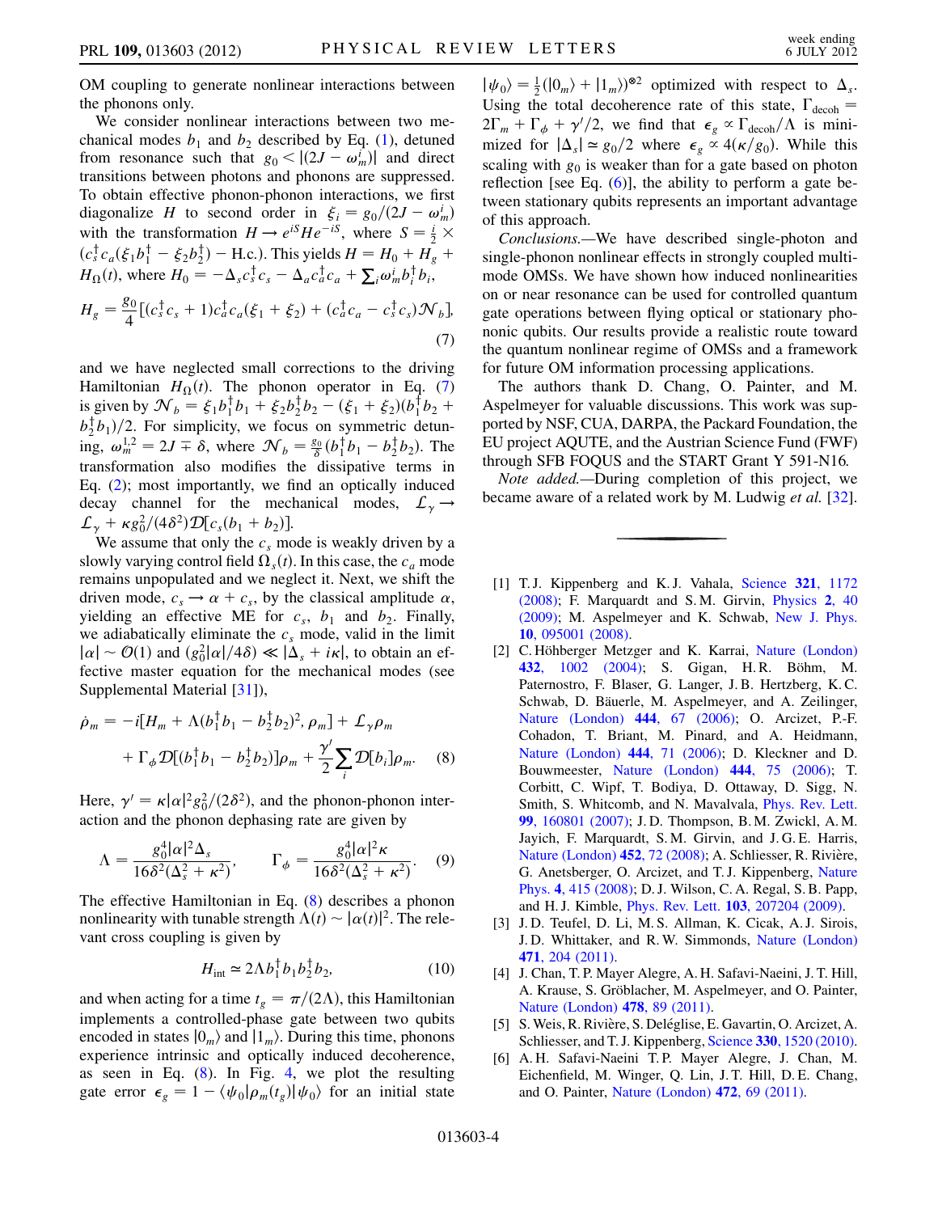OM coupling to generate nonlinear interactions between the phonons only.

We consider nonlinear interactions between two mechanical modes $b_1$ and $b_2$ described by Eq. (1), detuned from resonance such that $g_0 < |(2J - \omega_m^i)|$ and direct transitions between photons and phonons are suppressed. To obtain effective phonon-phonon interactions, we first diagonalize $H$ to second order in $\xi_i = g_0/(2J - \omega_m^i)$ with the transformation $H \to e^{iS} H e^{-iS}$, where $S = \frac{i}{2} \times (c_s^\dagger c_a(\xi_1 b_1^\dagger - \xi_2 b_2^\dagger) - \text{H.c.})$. This yields $H = H_0 + H_g + H_\Omega(t)$, where $H_0 = -\Delta_s c_s^\dagger c_s - \Delta_a c_a^\dagger c_a + \sum_i \omega_m^i b_i^\dagger b_i$,

$$H_g = \frac{g_0}{4}[(c_s^\dagger c_s + 1)c_a^\dagger c_a(\xi_1 + \xi_2) + (c_a^\dagger c_a - c_s^\dagger c_s)\mathcal{N}_b], \tag{7}$$

and we have neglected small corrections to the driving Hamiltonian $H_\Omega(t)$. The phonon operator in Eq. (7) is given by $\mathcal{N}_b = \xi_1 b_1^\dagger b_1 + \xi_2 b_2^\dagger b_2 - (\xi_1 + \xi_2)(b_1^\dagger b_2 + b_2^\dagger b_1)/2$. For simplicity, we focus on symmetric detuning, $\omega_m^{1,2} = 2J \mp \delta$, where $\mathcal{N}_b = \frac{g_0}{\delta}(b_1^\dagger b_1 - b_2^\dagger b_2)$. The transformation also modifies the dissipative terms in Eq. (2); most importantly, we find an optically induced decay channel for the mechanical modes, $\mathcal{L}_\gamma \to \mathcal{L}_\gamma + \kappa g_0^2/(4\delta^2)\mathcal{D}[c_s(b_1 + b_2)]$.

We assume that only the $c_s$ mode is weakly driven by a slowly varying control field $\Omega_s(t)$. In this case, the $c_a$ mode remains unpopulated and we neglect it. Next, we shift the driven mode, $c_s \to \alpha + c_s$, by the classical amplitude $\alpha$, yielding an effective ME for $c_s$, $b_1$ and $b_2$. Finally, we adiabatically eliminate the $c_s$ mode, valid in the limit $|\alpha| \sim \mathcal{O}(1)$ and $(g_0^2|\alpha|/4\delta) \ll |\Delta_s + i\kappa|$, to obtain an effective master equation for the mechanical modes (see Supplemental Material [31]),

$$\dot{\rho}_m = -i[H_m + \Lambda(b_1^\dagger b_1 - b_2^\dagger b_2)^2, \rho_m] + \mathcal{L}_\gamma \rho_m + \Gamma_\phi \mathcal{D}[(b_1^\dagger b_1 - b_2^\dagger b_2)]\rho_m + \frac{\gamma'}{2}\sum_i \mathcal{D}[b_i]\rho_m. \tag{8}$$

Here, $\gamma' = \kappa|\alpha|^2 g_0^2/(2\delta^2)$, and the phonon-phonon interaction and the phonon dephasing rate are given by

$$\Lambda = \frac{g_0^4|\alpha|^2\Delta_s}{16\delta^2(\Delta_s^2 + \kappa^2)}, \qquad \Gamma_\phi = \frac{g_0^4|\alpha|^2\kappa}{16\delta^2(\Delta_s^2 + \kappa^2)}. \tag{9}$$

The effective Hamiltonian in Eq. (8) describes a phonon nonlinearity with tunable strength $\Lambda(t) \sim |\alpha(t)|^2$. The relevant cross coupling is given by

$$H_{\text{int}} \simeq 2\Lambda b_1^\dagger b_1 b_2^\dagger b_2, \tag{10}$$

and when acting for a time $t_g = \pi/(2\Lambda)$, this Hamiltonian implements a controlled-phase gate between two qubits encoded in states $|0_m\rangle$ and $|1_m\rangle$. During this time, phonons experience intrinsic and optically induced decoherence, as seen in Eq. (8). In Fig. 4, we plot the resulting gate error $\epsilon_g = 1 - \langle\psi_0|\rho_m(t_g)|\psi_0\rangle$ for an initial state $|\psi_0\rangle = \frac{1}{2}(|0_m\rangle + |1_m\rangle)^{\otimes 2}$ optimized with respect to $\Delta_s$. Using the total decoherence rate of this state, $\Gamma_{\text{decoh}} = 2\Gamma_m + \Gamma_\phi + \gamma'/2$, we find that $\epsilon_g \propto \Gamma_{\text{decoh}}/\Lambda$ is minimized for $|\Delta_s| \simeq g_0/2$ where $\epsilon_g \propto 4(\kappa/g_0)$. While this scaling with $g_0$ is weaker than for a gate based on photon reflection [see Eq. (6)], the ability to perform a gate between stationary qubits represents an important advantage of this approach.

*Conclusions.*—We have described single-photon and single-phonon nonlinear effects in strongly coupled multimode OMSs. We have shown how induced nonlinearities on or near resonance can be used for controlled quantum gate operations between flying optical or stationary phononic qubits. Our results provide a realistic route toward the quantum nonlinear regime of OMSs and a framework for the future OM information processing applications.

The authors thank D. Chang, O. Painter, and M. Aspelmeyer for valuable discussions. This work was supported by NSF, CUA, DARPA, the Packard Foundation, the EU project AQUTE, and the Austrian Science Fund (FWF) through SFB FOQUS and the START Grant Y 591-N16.

*Note added.*—During completion of this project, we became aware of a related work by M. Ludwig *et al.* [32].

---

[1] T. J. Kippenberg and K. J. Vahala, Science **321**, 1172 (2008); F. Marquardt and S. M. Girvin, Physics **2**, 40 (2009); M. Aspelmeyer and K. Schwab, New J. Phys. **10**, 095001 (2008).

[2] C. Höhberger Metzger and K. Karrai, Nature (London) **432**, 1002 (2004); S. Gigan, H. R. Böhm, M. Paternostro, F. Blaser, G. Langer, J. B. Hertzberg, K. C. Schwab, D. Bäuerle, M. Aspelmeyer, and A. Zeilinger, Nature (London) **444**, 67 (2006); O. Arcizet, P.-F. Cohadon, T. Briant, M. Pinard, and A. Heidmann, Nature (London) **444**, 71 (2006); D. Kleckner and D. Bouwmeester, Nature (London) **444**, 75 (2006); T. Corbitt, C. Wipf, T. Bodiya, D. Ottaway, D. Sigg, N. Smith, S. Whitcomb, and N. Mavalvala, Phys. Rev. Lett. **99**, 160801 (2007); J. D. Thompson, B. M. Zwickl, A. M. Jayich, F. Marquardt, S. M. Girvin, and J. G. E. Harris, Nature (London) **452**, 72 (2008); A. Schliesser, R. Rivière, G. Anetsberger, O. Arcizet, and T. J. Kippenberg, Nature Phys. **4**, 415 (2008); J. D. Wilson, C. A. Regal, S. B. Papp, and H. J. Kimble, Phys. Rev. Lett. **103**, 207204 (2009).

[3] J. D. Teufel, D. Li, M. S. Allman, K. Cicak, A. J. Sirois, J. D. Whittaker, and R. W. Simmonds, Nature (London) **471**, 204 (2011).

[4] J. Chan, T. P. Mayer Alegre, A. H. Safavi-Naeini, J. T. Hill, A. Krause, S. Gröblacher, M. Aspelmeyer, and O. Painter, Nature (London) **478**, 89 (2011).

[5] S. Weis, R. Rivière, S. Deléglise, E. Gavartin, O. Arcizet, A. Schliesser, and T. J. Kippenberg, Science **330**, 1520 (2010).

[6] A. H. Safavi-Naeini T. P. Mayer Alegre, J. Chan, M. Eichenfield, M. Winger, Q. Lin, J. T. Hill, D. E. Chang, and O. Painter, Nature (London) **472**, 69 (2011).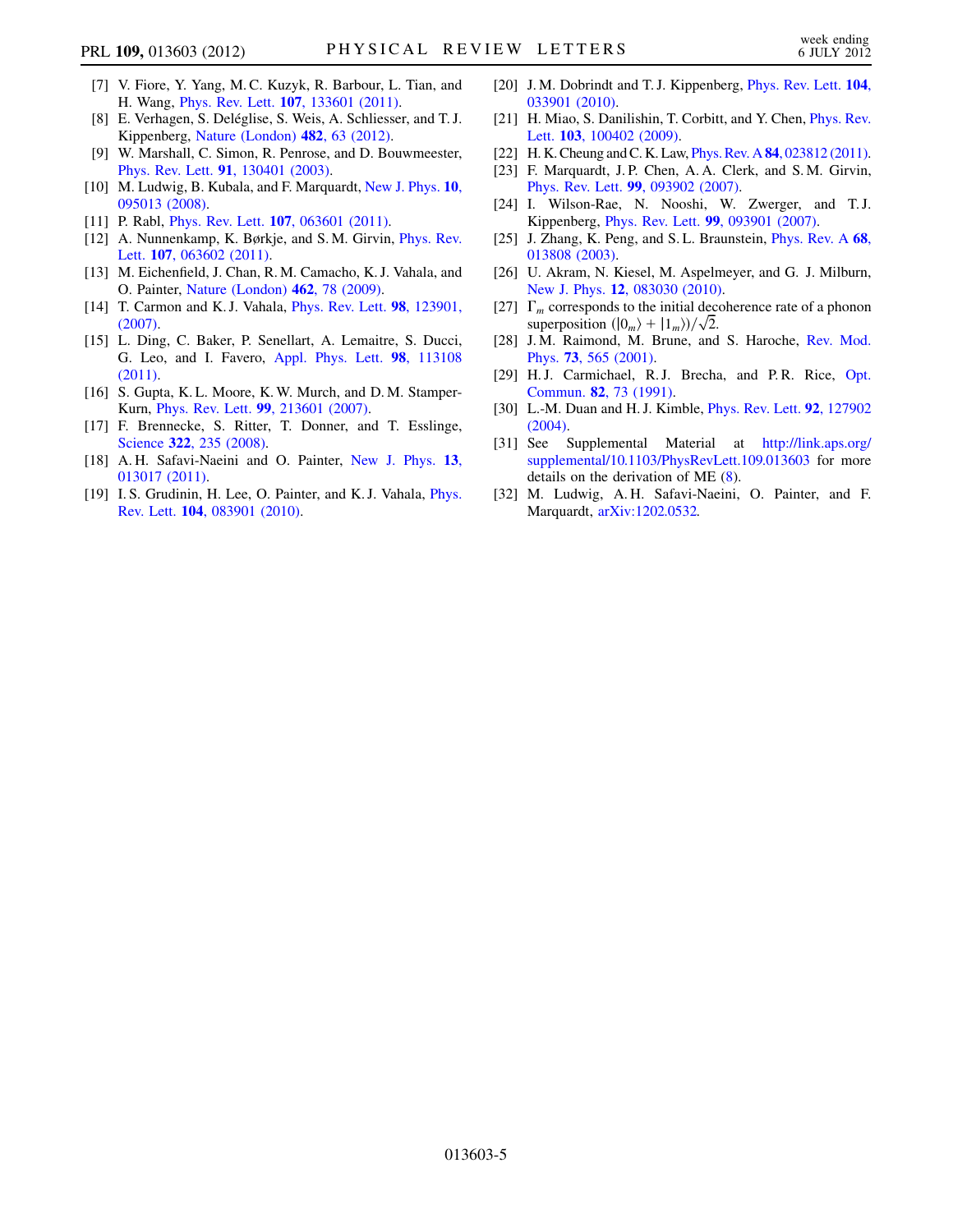[7] V. Fiore, Y. Yang, M. C. Kuzyk, R. Barbour, L. Tian, and H. Wang, Phys. Rev. Lett. **107**, 133601 (2011).

[8] E. Verhagen, S. Deléglise, S. Weis, A. Schliesser, and T. J. Kippenberg, Nature (London) **482**, 63 (2012).

[9] W. Marshall, C. Simon, R. Penrose, and D. Bouwmeester, Phys. Rev. Lett. **91**, 130401 (2003).

[10] M. Ludwig, B. Kubala, and F. Marquardt, New J. Phys. **10**, 095013 (2008).

[11] P. Rabl, Phys. Rev. Lett. **107**, 063601 (2011).

[12] A. Nunnenkamp, K. Børkje, and S. M. Girvin, Phys. Rev. Lett. **107**, 063602 (2011).

[13] M. Eichenfield, J. Chan, R. M. Camacho, K. J. Vahala, and O. Painter, Nature (London) **462**, 78 (2009).

[14] T. Carmon and K. J. Vahala, Phys. Rev. Lett. **98**, 123901, (2007).

[15] L. Ding, C. Baker, P. Senellart, A. Lemaitre, S. Ducci, G. Leo, and I. Favero, Appl. Phys. Lett. **98**, 113108 (2011).

[16] S. Gupta, K. L. Moore, K. W. Murch, and D. M. Stamper-Kurn, Phys. Rev. Lett. **99**, 213601 (2007).

[17] F. Brennecke, S. Ritter, T. Donner, and T. Esslinge, Science **322**, 235 (2008).

[18] A. H. Safavi-Naeini and O. Painter, New J. Phys. **13**, 013017 (2011).

[19] I. S. Grudinin, H. Lee, O. Painter, and K. J. Vahala, Phys. Rev. Lett. **104**, 083901 (2010).

[20] J. M. Dobrindt and T. J. Kippenberg, Phys. Rev. Lett. **104**, 033901 (2010).

[21] H. Miao, S. Danilishin, T. Corbitt, and Y. Chen, Phys. Rev. Lett. **103**, 100402 (2009).

[22] H. K. Cheung and C. K. Law, Phys. Rev. A **84**, 023812 (2011).

[23] F. Marquardt, J. P. Chen, A. A. Clerk, and S. M. Girvin, Phys. Rev. Lett. **99**, 093902 (2007).

[24] I. Wilson-Rae, N. Nooshi, W. Zwerger, and T. J. Kippenberg, Phys. Rev. Lett. **99**, 093901 (2007).

[25] J. Zhang, K. Peng, and S. L. Braunstein, Phys. Rev. A **68**, 013808 (2003).

[26] U. Akram, N. Kiesel, M. Aspelmeyer, and G. J. Milburn, New J. Phys. **12**, 083030 (2010).

[27] $\Gamma_m$ corresponds to the initial decoherence rate of a phonon superposition $(|0_m\rangle + |1_m\rangle)/\sqrt{2}$.

[28] J. M. Raimond, M. Brune, and S. Haroche, Rev. Mod. Phys. **73**, 565 (2001).

[29] H. J. Carmichael, R. J. Brecha, and P. R. Rice, Opt. Commun. **82**, 73 (1991).

[30] L.-M. Duan and H. J. Kimble, Phys. Rev. Lett. **92**, 127902 (2004).

[31] See Supplemental Material at http://link.aps.org/supplemental/10.1103/PhysRevLett.109.013603 for more details on the derivation of ME (8).

[32] M. Ludwig, A. H. Safavi-Naeini, O. Painter, and F. Marquardt, arXiv:1202.0532.